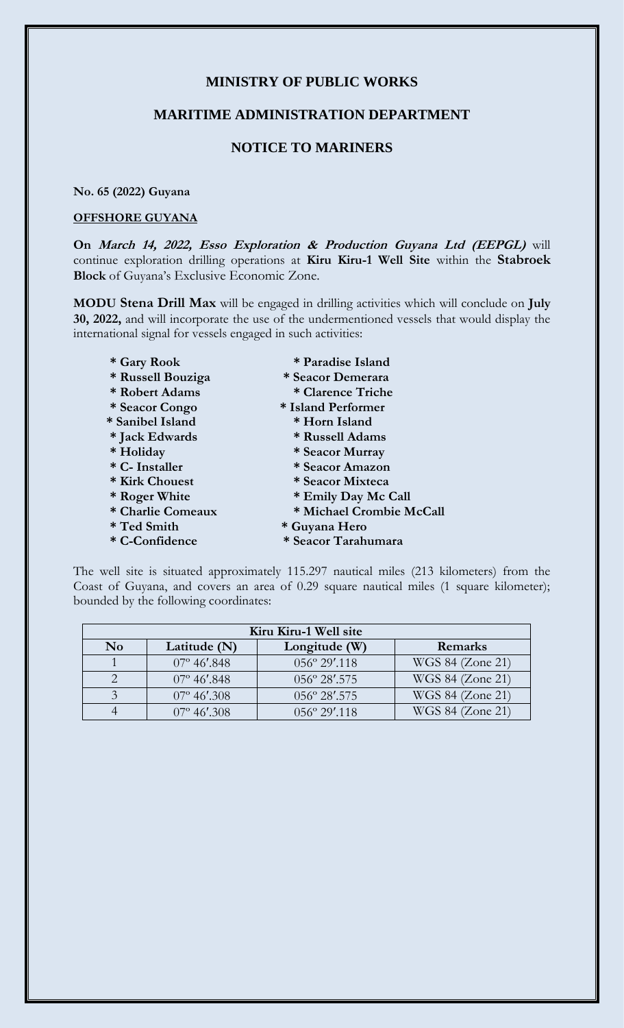# MINISTRY OF PUBLIC WORKS

## MARITIME ADMINISTRATION DEPARTMENT

## NOTICE TO MARINERS

**No. 65 (2022) Guyana**

**OFFSHORE GUYANA**

**On *March 14, 2022, Esso Exploration & Production Guyana Ltd (EEPGL)*** will continue exploration drilling operations at **Kiru Kiru-1 Well Site** within the **Stabroek Block** of Guyana's Exclusive Economic Zone.

**MODU Stena Drill Max** will be engaged in drilling activities which will conclude on **July 30, 2022,** and will incorporate the use of the undermentioned vessels that would display the international signal for vessels engaged in such activities:

- **\* Gary Rook**
- **\* Russell Bouziga**
- **\* Robert Adams**
- **\* Seacor Congo**
- **\* Sanibel Island**
- **\* Jack Edwards**
- **\* Holiday**
- **\* C- Installer**
- **\* Kirk Chouest**
- **\* Roger White**
- **\* Charlie Comeaux**
- **\* Ted Smith**
- **\* C-Confidence**
- **\* Paradise Island**
- **\* Seacor Demerara**
- **\* Clarence Triche**
- **\* Island Performer**
- **\* Horn Island**
- **\* Russell Adams**
- **\* Seacor Murray**
- **\* Seacor Amazon**
- **\* Seacor Mixteca**
- **\* Emily Day Mc Call**
- **\* Michael Crombie McCall**
- **\* Guyana Hero**
- **\* Seacor Tarahumara**

The well site is situated approximately 115.297 nautical miles (213 kilometers) from the Coast of Guyana, and covers an area of 0.29 square nautical miles (1 square kilometer); bounded by the following coordinates:

| Kiru Kiru-1 Well site | | | |
|---|---|---|---|
| **No** | **Latitude (N)** | **Longitude (W)** | **Remarks** |
| 1 | 07º 46′.848 | 056º 29′.118 | WGS 84 (Zone 21) |
| 2 | 07º 46′.848 | 056º 28′.575 | WGS 84 (Zone 21) |
| 3 | 07º 46′.308 | 056º 28′.575 | WGS 84 (Zone 21) |
| 4 | 07º 46′.308 | 056º 29′.118 | WGS 84 (Zone 21) |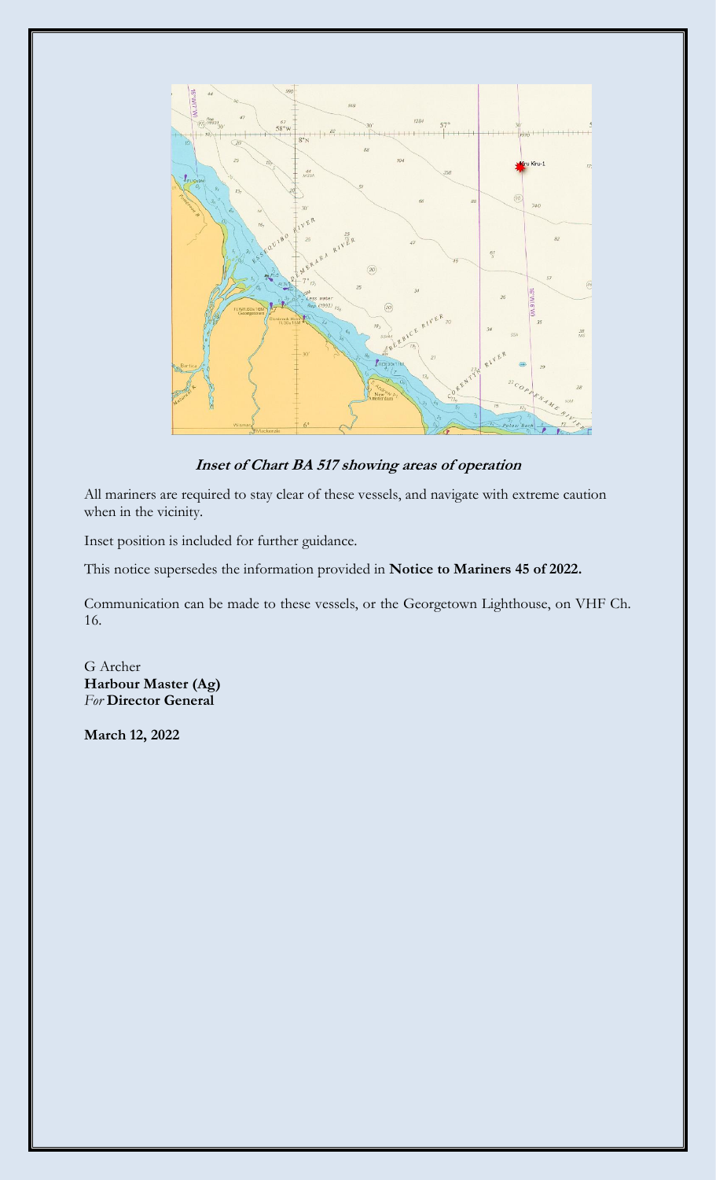**_Inset of Chart BA 517 showing areas of operation_**

All mariners are required to stay clear of these vessels, and navigate with extreme caution when in the vicinity.

Inset position is included for further guidance.

This notice supersedes the information provided in **Notice to Mariners 45 of 2022.**

Communication can be made to these vessels, or the Georgetown Lighthouse, on VHF Ch. 16.

G Archer
**Harbour Master (Ag)**
*For* **Director General**

**March 12, 2022**